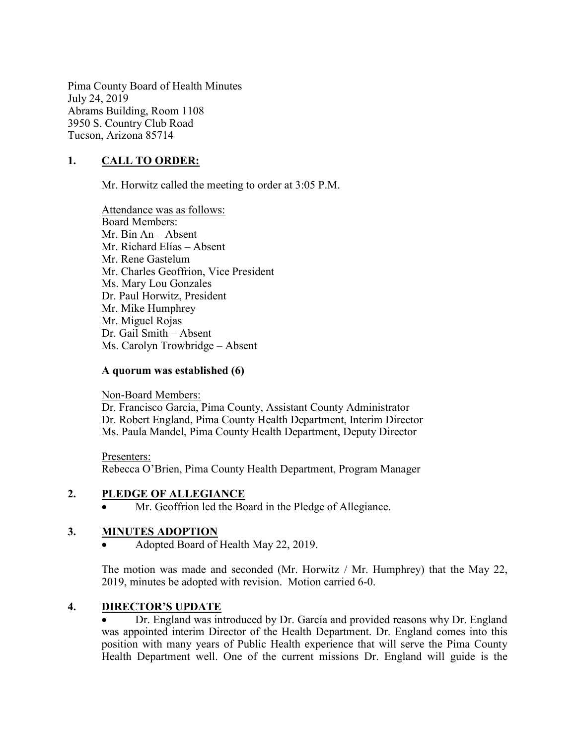Pima County Board of Health Minutes
July 24, 2019
Abrams Building, Room 1108
3950 S. Country Club Road
Tucson, Arizona 85714

## 1. CALL TO ORDER:

Mr. Horwitz called the meeting to order at 3:05 P.M.

Attendance was as follows:
Board Members:
Mr. Bin An – Absent
Mr. Richard Elías – Absent
Mr. Rene Gastelum
Mr. Charles Geoffrion, Vice President
Ms. Mary Lou Gonzales
Dr. Paul Horwitz, President
Mr. Mike Humphrey
Mr. Miguel Rojas
Dr. Gail Smith – Absent
Ms. Carolyn Trowbridge – Absent

**A quorum was established (6)**

Non-Board Members:
Dr. Francisco García, Pima County, Assistant County Administrator
Dr. Robert England, Pima County Health Department, Interim Director
Ms. Paula Mandel, Pima County Health Department, Deputy Director

Presenters:
Rebecca O'Brien, Pima County Health Department, Program Manager

## 2. PLEDGE OF ALLEGIANCE

- Mr. Geoffrion led the Board in the Pledge of Allegiance.

## 3. MINUTES ADOPTION

- Adopted Board of Health May 22, 2019.

The motion was made and seconded (Mr. Horwitz / Mr. Humphrey) that the May 22, 2019, minutes be adopted with revision. Motion carried 6-0.

## 4. DIRECTOR'S UPDATE

- Dr. England was introduced by Dr. García and provided reasons why Dr. England was appointed interim Director of the Health Department. Dr. England comes into this position with many years of Public Health experience that will serve the Pima County Health Department well. One of the current missions Dr. England will guide is the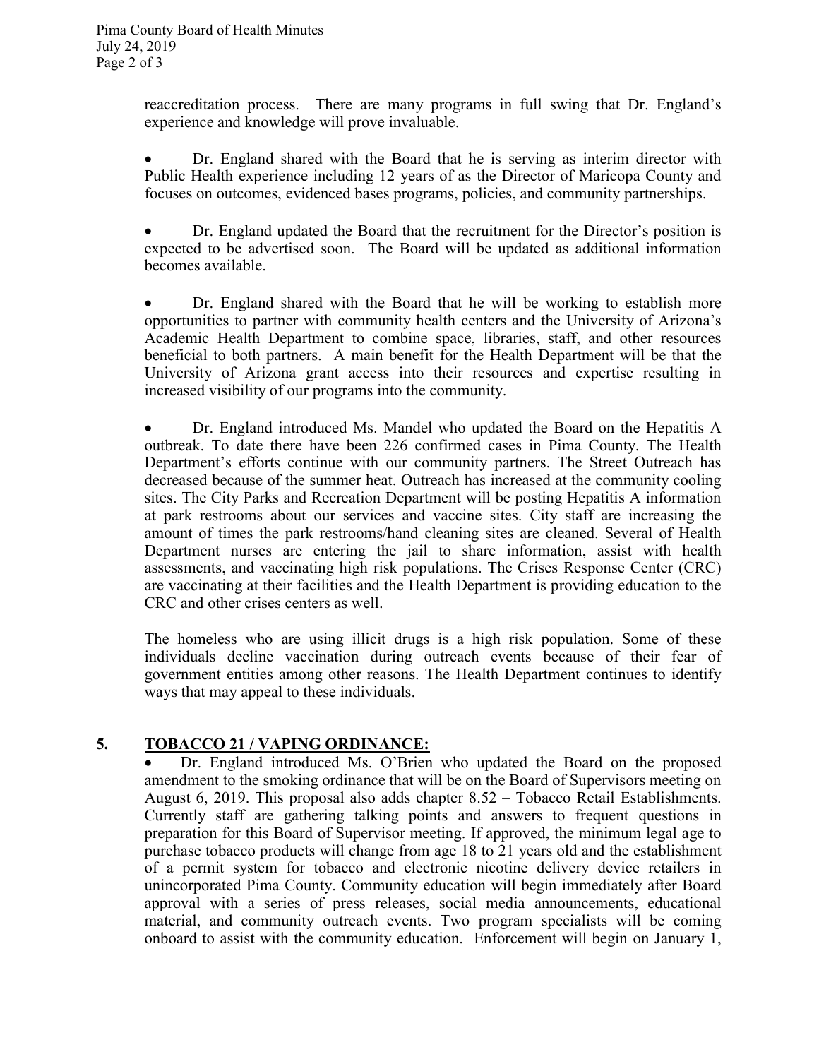reaccreditation process. There are many programs in full swing that Dr. England's experience and knowledge will prove invaluable.

- Dr. England shared with the Board that he is serving as interim director with Public Health experience including 12 years of as the Director of Maricopa County and focuses on outcomes, evidenced bases programs, policies, and community partnerships.

- Dr. England updated the Board that the recruitment for the Director's position is expected to be advertised soon. The Board will be updated as additional information becomes available.

- Dr. England shared with the Board that he will be working to establish more opportunities to partner with community health centers and the University of Arizona's Academic Health Department to combine space, libraries, staff, and other resources beneficial to both partners. A main benefit for the Health Department will be that the University of Arizona grant access into their resources and expertise resulting in increased visibility of our programs into the community.

- Dr. England introduced Ms. Mandel who updated the Board on the Hepatitis A outbreak. To date there have been 226 confirmed cases in Pima County. The Health Department's efforts continue with our community partners. The Street Outreach has decreased because of the summer heat. Outreach has increased at the community cooling sites. The City Parks and Recreation Department will be posting Hepatitis A information at park restrooms about our services and vaccine sites. City staff are increasing the amount of times the park restrooms/hand cleaning sites are cleaned. Several of Health Department nurses are entering the jail to share information, assist with health assessments, and vaccinating high risk populations. The Crises Response Center (CRC) are vaccinating at their facilities and the Health Department is providing education to the CRC and other crises centers as well.

The homeless who are using illicit drugs is a high risk population. Some of these individuals decline vaccination during outreach events because of their fear of government entities among other reasons. The Health Department continues to identify ways that may appeal to these individuals.

## 5. TOBACCO 21 / VAPING ORDINANCE:

- Dr. England introduced Ms. O'Brien who updated the Board on the proposed amendment to the smoking ordinance that will be on the Board of Supervisors meeting on August 6, 2019. This proposal also adds chapter 8.52 – Tobacco Retail Establishments. Currently staff are gathering talking points and answers to frequent questions in preparation for this Board of Supervisor meeting. If approved, the minimum legal age to purchase tobacco products will change from age 18 to 21 years old and the establishment of a permit system for tobacco and electronic nicotine delivery device retailers in unincorporated Pima County. Community education will begin immediately after Board approval with a series of press releases, social media announcements, educational material, and community outreach events. Two program specialists will be coming onboard to assist with the community education. Enforcement will begin on January 1,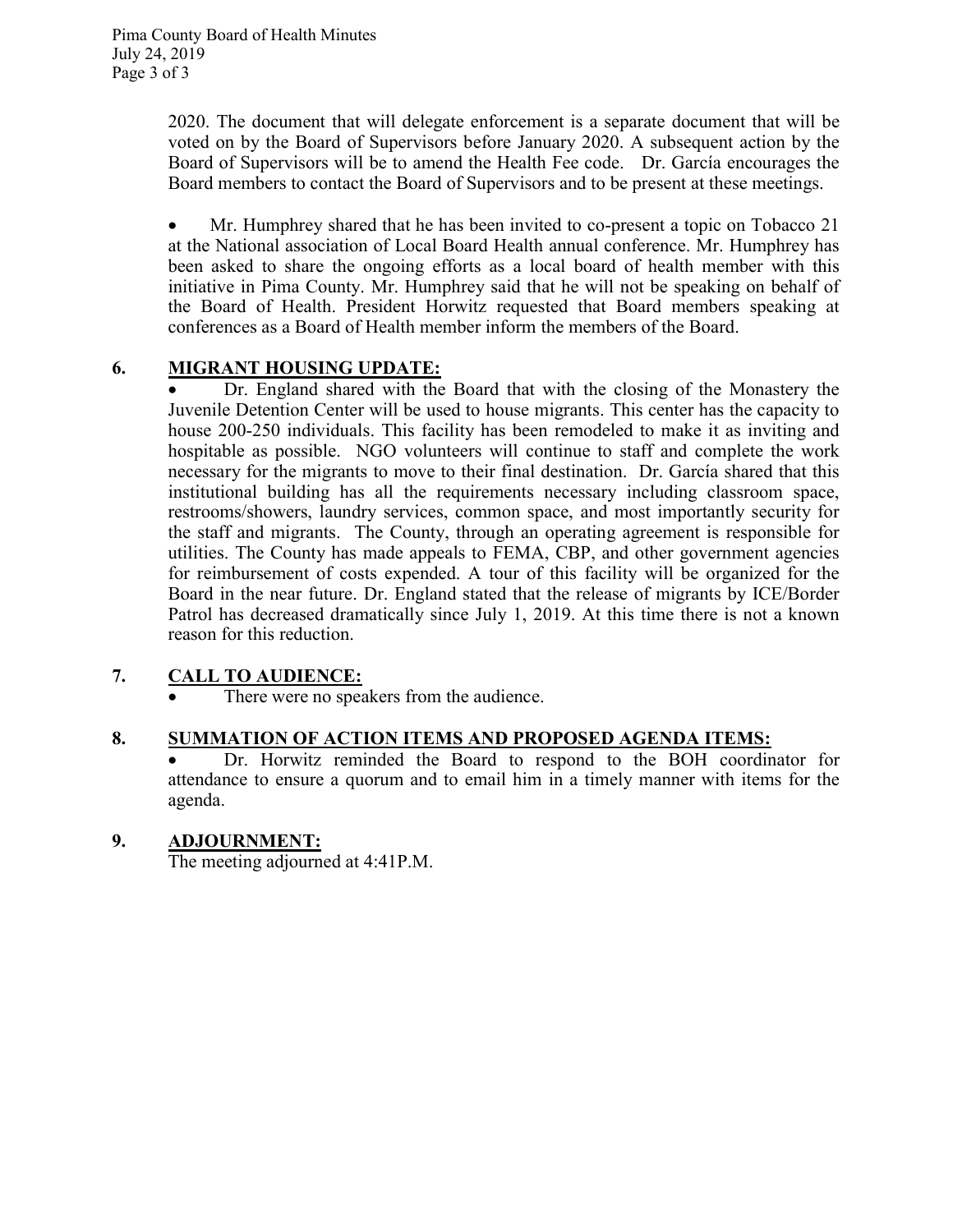2020. The document that will delegate enforcement is a separate document that will be voted on by the Board of Supervisors before January 2020. A subsequent action by the Board of Supervisors will be to amend the Health Fee code. Dr. García encourages the Board members to contact the Board of Supervisors and to be present at these meetings.

- Mr. Humphrey shared that he has been invited to co-present a topic on Tobacco 21 at the National association of Local Board Health annual conference. Mr. Humphrey has been asked to share the ongoing efforts as a local board of health member with this initiative in Pima County. Mr. Humphrey said that he will not be speaking on behalf of the Board of Health. President Horwitz requested that Board members speaking at conferences as a Board of Health member inform the members of the Board.

## 6. MIGRANT HOUSING UPDATE:

- Dr. England shared with the Board that with the closing of the Monastery the Juvenile Detention Center will be used to house migrants. This center has the capacity to house 200-250 individuals. This facility has been remodeled to make it as inviting and hospitable as possible. NGO volunteers will continue to staff and complete the work necessary for the migrants to move to their final destination. Dr. García shared that this institutional building has all the requirements necessary including classroom space, restrooms/showers, laundry services, common space, and most importantly security for the staff and migrants. The County, through an operating agreement is responsible for utilities. The County has made appeals to FEMA, CBP, and other government agencies for reimbursement of costs expended. A tour of this facility will be organized for the Board in the near future. Dr. England stated that the release of migrants by ICE/Border Patrol has decreased dramatically since July 1, 2019. At this time there is not a known reason for this reduction.

## 7. CALL TO AUDIENCE:

- There were no speakers from the audience.

## 8. SUMMATION OF ACTION ITEMS AND PROPOSED AGENDA ITEMS:

- Dr. Horwitz reminded the Board to respond to the BOH coordinator for attendance to ensure a quorum and to email him in a timely manner with items for the agenda.

## 9. ADJOURNMENT:

The meeting adjourned at 4:41P.M.